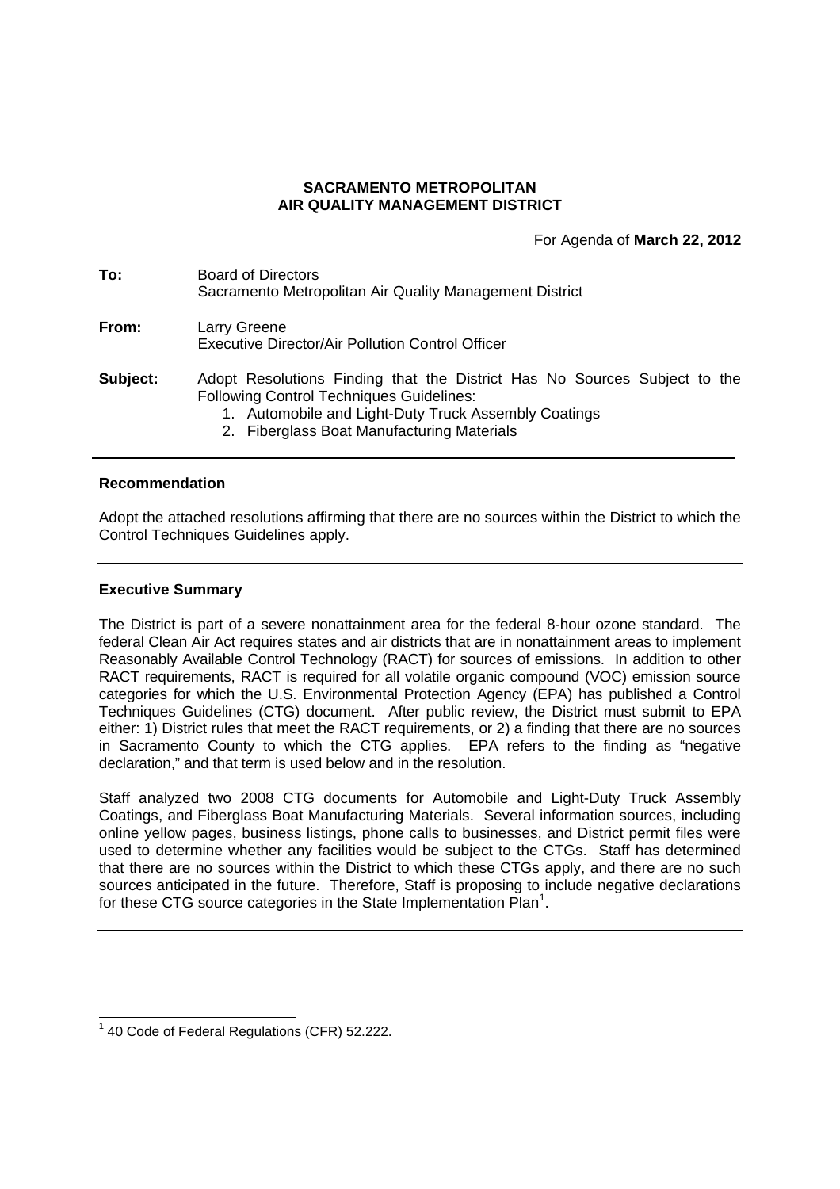**SACRAMENTO METROPOLITAN**
**AIR QUALITY MANAGEMENT DISTRICT**

For Agenda of **March 22, 2012**

**To:** Board of Directors
Sacramento Metropolitan Air Quality Management District

**From:** Larry Greene
Executive Director/Air Pollution Control Officer

**Subject:** Adopt Resolutions Finding that the District Has No Sources Subject to the Following Control Techniques Guidelines:

1. Automobile and Light-Duty Truck Assembly Coatings
2. Fiberglass Boat Manufacturing Materials

---

**Recommendation**

Adopt the attached resolutions affirming that there are no sources within the District to which the Control Techniques Guidelines apply.

---

**Executive Summary**

The District is part of a severe nonattainment area for the federal 8-hour ozone standard. The federal Clean Air Act requires states and air districts that are in nonattainment areas to implement Reasonably Available Control Technology (RACT) for sources of emissions. In addition to other RACT requirements, RACT is required for all volatile organic compound (VOC) emission source categories for which the U.S. Environmental Protection Agency (EPA) has published a Control Techniques Guidelines (CTG) document. After public review, the District must submit to EPA either: 1) District rules that meet the RACT requirements, or 2) a finding that there are no sources in Sacramento County to which the CTG applies. EPA refers to the finding as "negative declaration," and that term is used below and in the resolution.

Staff analyzed two 2008 CTG documents for Automobile and Light-Duty Truck Assembly Coatings, and Fiberglass Boat Manufacturing Materials. Several information sources, including online yellow pages, business listings, phone calls to businesses, and District permit files were used to determine whether any facilities would be subject to the CTGs. Staff has determined that there are no sources within the District to which these CTGs apply, and there are no such sources anticipated in the future. Therefore, Staff is proposing to include negative declarations for these CTG source categories in the State Implementation Plan[1].

---

[1] 40 Code of Federal Regulations (CFR) 52.222.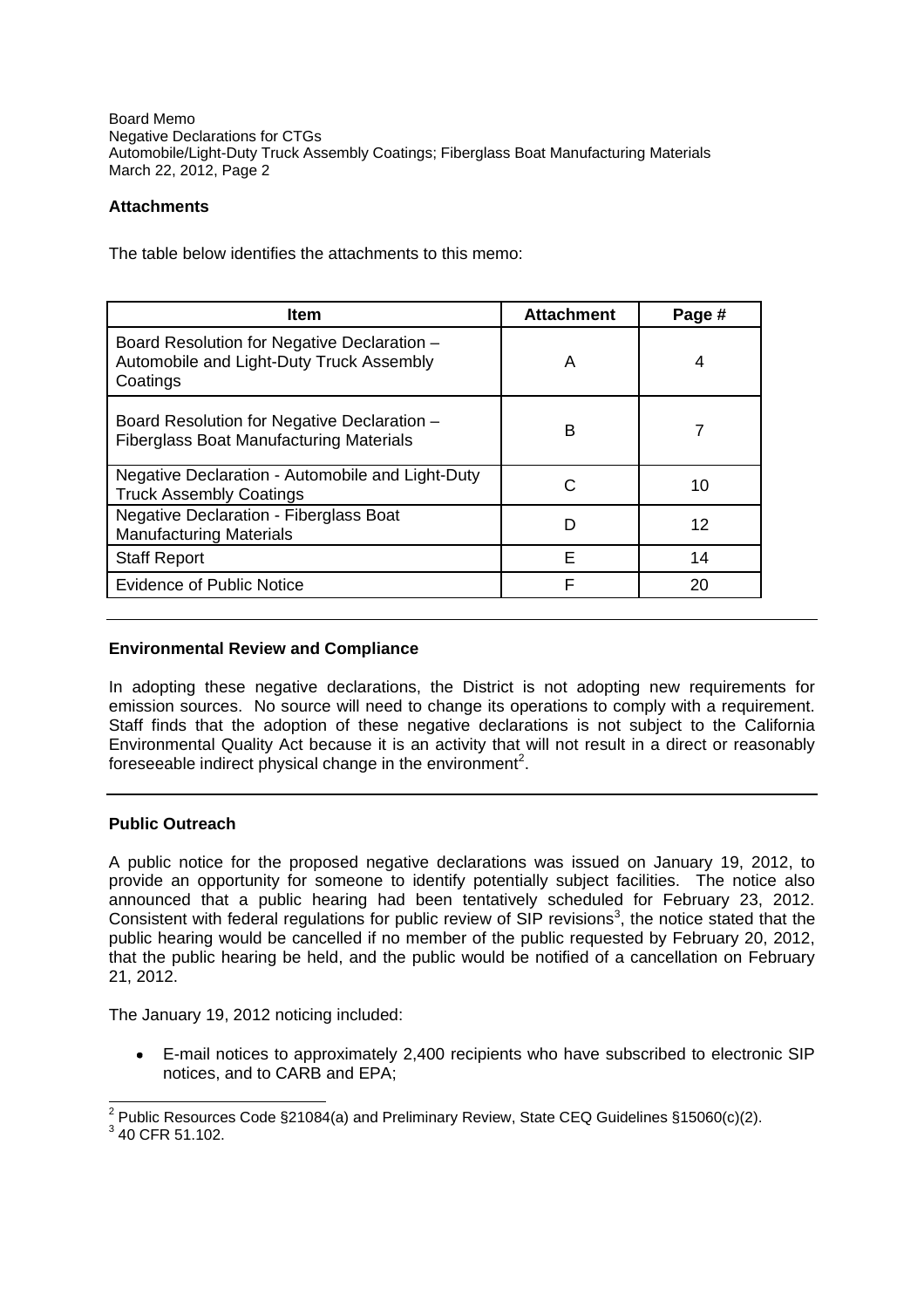## Attachments

The table below identifies the attachments to this memo:

| Item | Attachment | Page # |
|---|---|---|
| Board Resolution for Negative Declaration – Automobile and Light-Duty Truck Assembly Coatings | A | 4 |
| Board Resolution for Negative Declaration – Fiberglass Boat Manufacturing Materials | B | 7 |
| Negative Declaration - Automobile and Light-Duty Truck Assembly Coatings | C | 10 |
| Negative Declaration - Fiberglass Boat Manufacturing Materials | D | 12 |
| Staff Report | E | 14 |
| Evidence of Public Notice | F | 20 |

## Environmental Review and Compliance

In adopting these negative declarations, the District is not adopting new requirements for emission sources. No source will need to change its operations to comply with a requirement. Staff finds that the adoption of these negative declarations is not subject to the California Environmental Quality Act because it is an activity that will not result in a direct or reasonably foreseeable indirect physical change in the environment[2].

## Public Outreach

A public notice for the proposed negative declarations was issued on January 19, 2012, to provide an opportunity for someone to identify potentially subject facilities. The notice also announced that a public hearing had been tentatively scheduled for February 23, 2012. Consistent with federal regulations for public review of SIP revisions[3], the notice stated that the public hearing would be cancelled if no member of the public requested by February 20, 2012, that the public hearing be held, and the public would be notified of a cancellation on February 21, 2012.

The January 19, 2012 noticing included:

- E-mail notices to approximately 2,400 recipients who have subscribed to electronic SIP notices, and to CARB and EPA;

[2] Public Resources Code §21084(a) and Preliminary Review, State CEQ Guidelines §15060(c)(2).

[3] 40 CFR 51.102.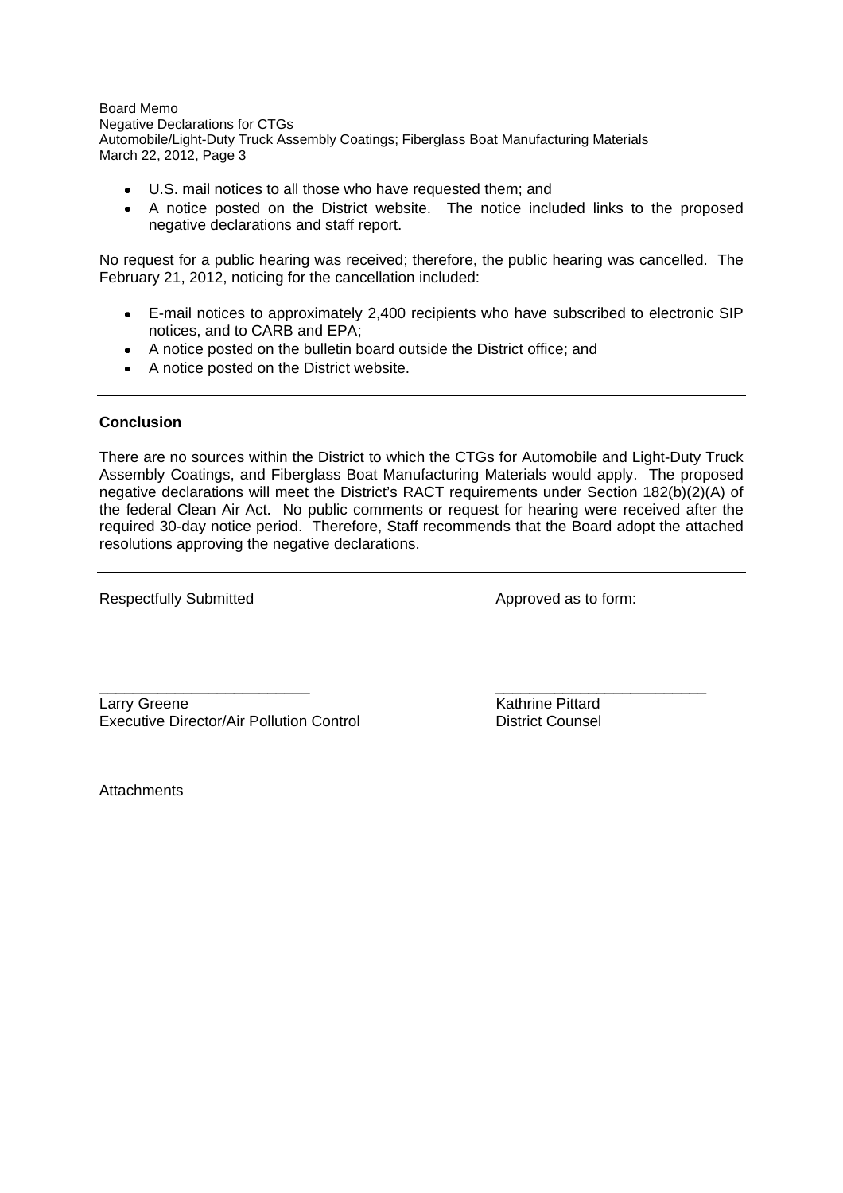- U.S. mail notices to all those who have requested them; and
- A notice posted on the District website. The notice included links to the proposed negative declarations and staff report.

No request for a public hearing was received; therefore, the public hearing was cancelled. The February 21, 2012, noticing for the cancellation included:

- E-mail notices to approximately 2,400 recipients who have subscribed to electronic SIP notices, and to CARB and EPA;
- A notice posted on the bulletin board outside the District office; and
- A notice posted on the District website.

---

**Conclusion**

There are no sources within the District to which the CTGs for Automobile and Light-Duty Truck Assembly Coatings, and Fiberglass Boat Manufacturing Materials would apply. The proposed negative declarations will meet the District's RACT requirements under Section 182(b)(2)(A) of the federal Clean Air Act. No public comments or request for hearing were received after the required 30-day notice period. Therefore, Staff recommends that the Board adopt the attached resolutions approving the negative declarations.

---

| | |
|---|---|
| Respectfully Submitted | Approved as to form: |
| _________________________ | _________________________ |
| Larry Greene | Kathrine Pittard |
| Executive Director/Air Pollution Control | District Counsel |

Attachments